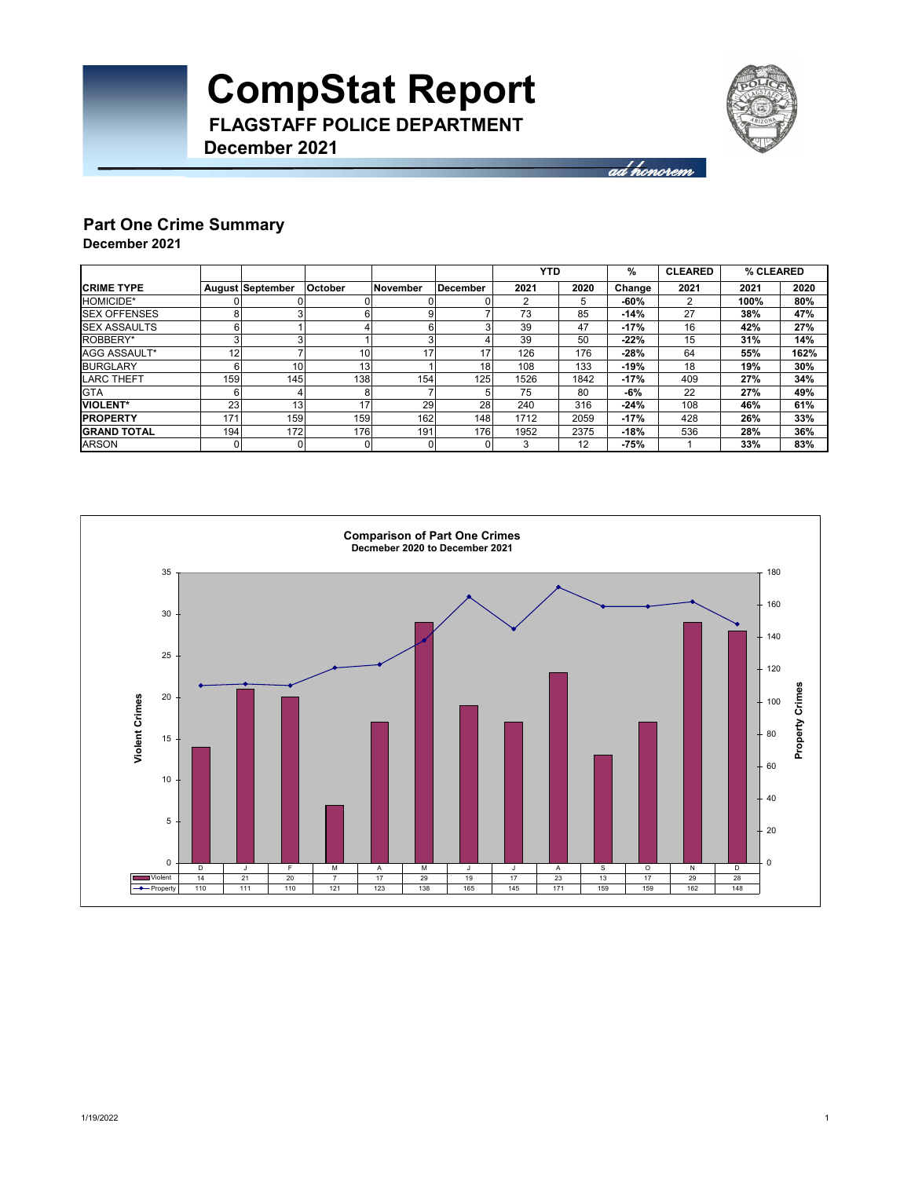# CompStat Report

**FLAGSTAFF POLICE DEPARTMENT**

**December 2021**

*ad honorem*

## Part One Crime Summary

**December 2021**

| CRIME TYPE | August | September | October | November | December | YTD 2021 | YTD 2020 | % Change | CLEARED 2021 | % CLEARED 2021 | % CLEARED 2020 |
|---|---|---|---|---|---|---|---|---|---|---|---|
| HOMICIDE* | 0 | 0 | 0 | 0 | 0 | 2 | 5 | -60% | 2 | 100% | 80% |
| SEX OFFENSES | 8 | 3 | 6 | 9 | 7 | 73 | 85 | -14% | 27 | 38% | 47% |
| SEX ASSAULTS | 6 | 1 | 4 | 6 | 3 | 39 | 47 | -17% | 16 | 42% | 27% |
| ROBBERY* | 3 | 3 | 1 | 3 | 4 | 39 | 50 | -22% | 15 | 31% | 14% |
| AGG ASSAULT* | 12 | 7 | 10 | 17 | 17 | 126 | 176 | -28% | 64 | 55% | 162% |
| BURGLARY | 6 | 10 | 13 | 1 | 18 | 108 | 133 | -19% | 18 | 19% | 30% |
| LARC THEFT | 159 | 145 | 138 | 154 | 125 | 1526 | 1842 | -17% | 409 | 27% | 34% |
| GTA | 6 | 4 | 8 | 7 | 5 | 75 | 80 | -6% | 22 | 27% | 49% |
| **VIOLENT*** | 23 | 13 | 17 | 29 | 28 | 240 | 316 | -24% | 108 | 46% | 61% |
| **PROPERTY** | 171 | 159 | 159 | 162 | 148 | 1712 | 2059 | -17% | 428 | 26% | 33% |
| **GRAND TOTAL** | 194 | 172 | 176 | 191 | 176 | 1952 | 2375 | -18% | 536 | 28% | 36% |
| ARSON | 0 | 0 | 0 | 0 | 0 | 3 | 12 | -75% | 1 | 33% | 83% |

**Comparison of Part One Crimes**
**Decmeber 2020 to December 2021**

| | D | J | F | M | A | M | J | J | A | S | O | N | D |
|---|---|---|---|---|---|---|---|---|---|---|---|---|---|
| Violent | 14 | 21 | 20 | 7 | 17 | 29 | 19 | 17 | 23 | 13 | 17 | 29 | 28 |
| Property | 110 | 111 | 110 | 121 | 123 | 138 | 165 | 145 | 171 | 159 | 159 | 162 | 148 |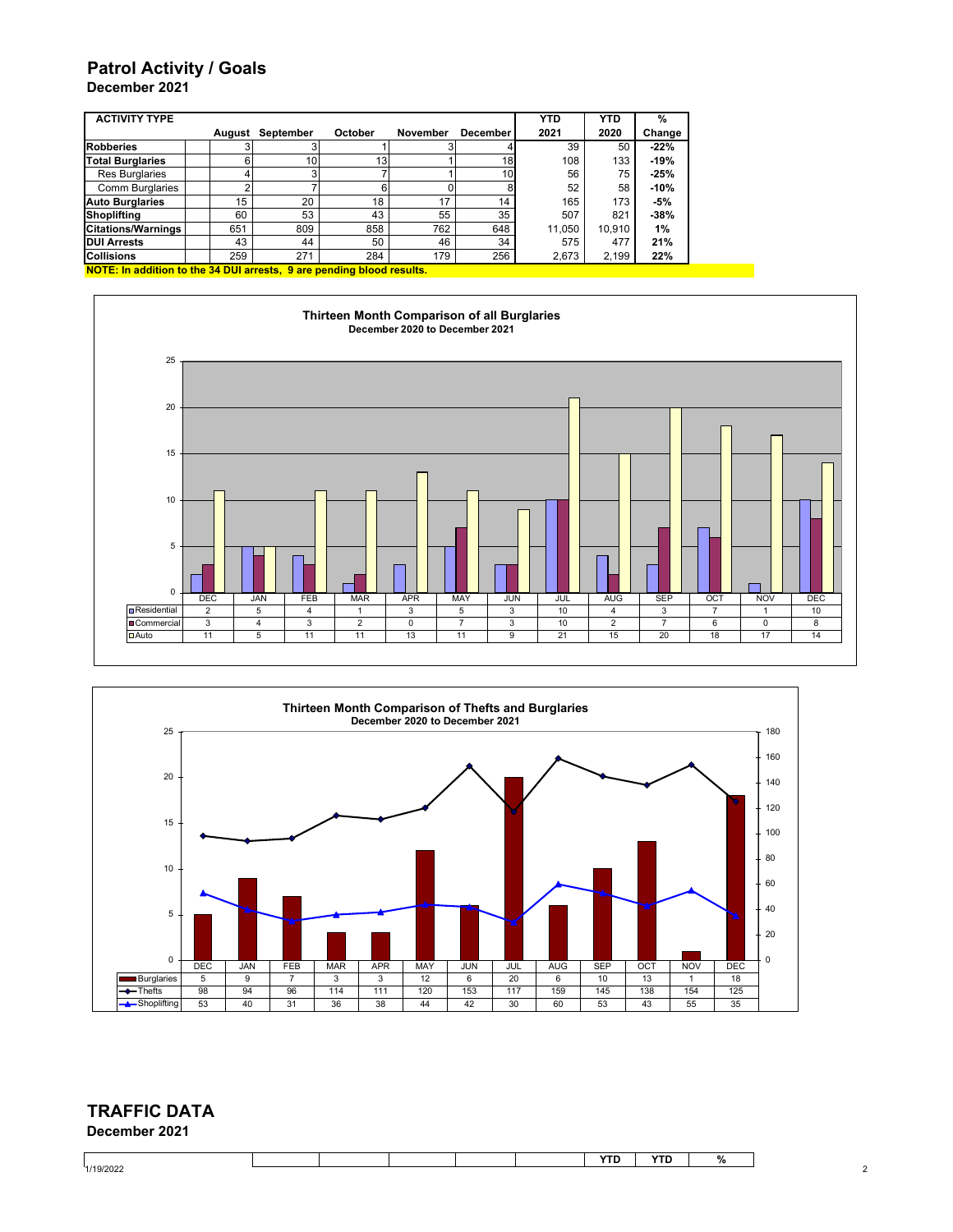## Patrol Activity / Goals

**December 2021**

| ACTIVITY TYPE | August | September | October | November | December | YTD 2021 | YTD 2020 | % Change |
|---|---|---|---|---|---|---|---|---|
| **Robberies** | 3 | 3 | 1 | 3 | 4 | 39 | 50 | **-22%** |
| **Total Burglaries** | 6 | 10 | 13 | 1 | 18 | 108 | 133 | **-19%** |
| Res Burglaries | 4 | 3 | 7 | 1 | 10 | 56 | 75 | **-25%** |
| Comm Burglaries | 2 | 7 | 6 | 0 | 8 | 52 | 58 | **-10%** |
| **Auto Burglaries** | 15 | 20 | 18 | 17 | 14 | 165 | 173 | **-5%** |
| **Shoplifting** | 60 | 53 | 43 | 55 | 35 | 507 | 821 | **-38%** |
| **Citations/Warnings** | 651 | 809 | 858 | 762 | 648 | 11,050 | 10,910 | **1%** |
| **DUI Arrests** | 43 | 44 | 50 | 46 | 34 | 575 | 477 | **21%** |
| **Collisions** | 259 | 271 | 284 | 179 | 256 | 2,673 | 2,199 | **22%** |

**NOTE: In addition to the 34 DUI arrests, 9 are pending blood results.**

**Thirteen Month Comparison of all Burglaries**
**December 2020 to December 2021**

| | DEC | JAN | FEB | MAR | APR | MAY | JUN | JUL | AUG | SEP | OCT | NOV | DEC |
|---|---|---|---|---|---|---|---|---|---|---|---|---|---|
| Residential | 2 | 5 | 4 | 1 | 3 | 5 | 3 | 10 | 4 | 3 | 7 | 1 | 10 |
| Commercial | 3 | 4 | 3 | 2 | 0 | 7 | 3 | 10 | 2 | 7 | 6 | 0 | 8 |
| Auto | 11 | 5 | 11 | 11 | 13 | 11 | 9 | 21 | 15 | 20 | 18 | 17 | 14 |

**Thirteen Month Comparison of Thefts and Burglaries**
**December 2020 to December 2021**

| | DEC | JAN | FEB | MAR | APR | MAY | JUN | JUL | AUG | SEP | OCT | NOV | DEC |
|---|---|---|---|---|---|---|---|---|---|---|---|---|---|
| Burglaries | 5 | 9 | 7 | 3 | 3 | 12 | 6 | 20 | 6 | 10 | 13 | 1 | 18 |
| Thefts | 98 | 94 | 96 | 114 | 111 | 120 | 153 | 117 | 159 | 145 | 138 | 154 | 125 |
| Shoplifting | 53 | 40 | 31 | 36 | 38 | 44 | 42 | 30 | 60 | 53 | 43 | 55 | 35 |

## TRAFFIC DATA

**December 2021**

| | | | | | | YTD | YTD | % |
|---|---|---|---|---|---|---|---|---|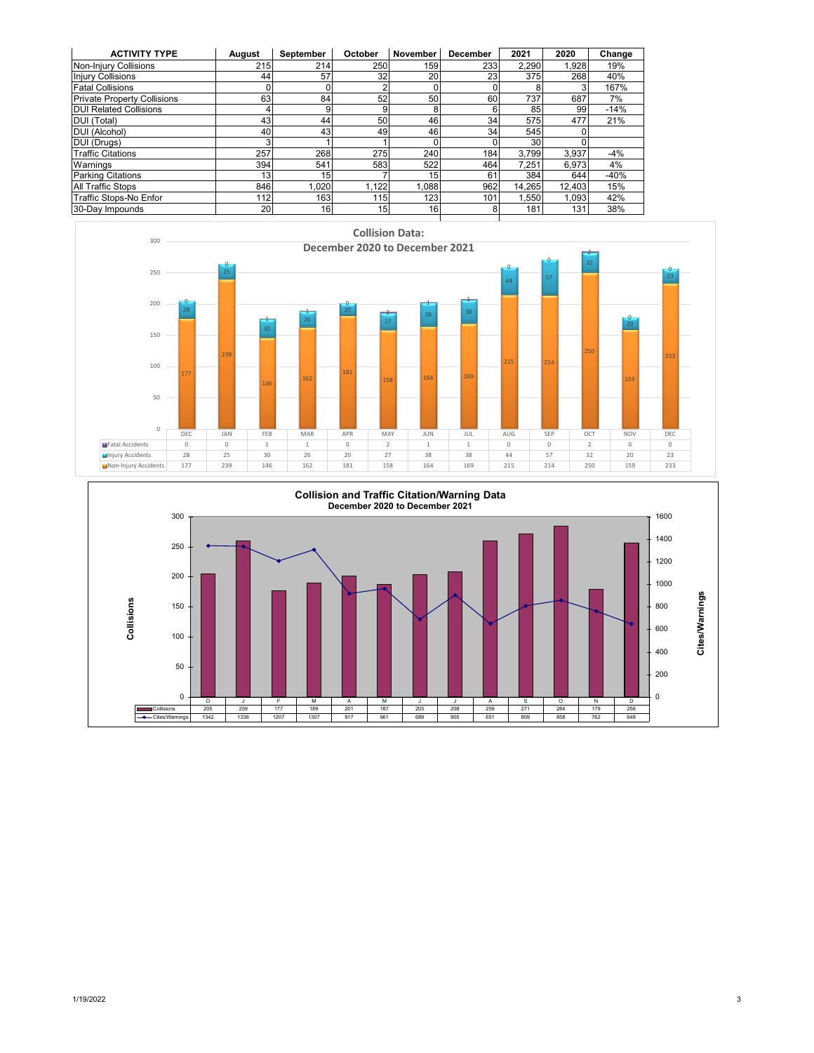| ACTIVITY TYPE | August | September | October | November | December | 2021 | 2020 | Change |
|---|---|---|---|---|---|---|---|---|
| Non-Injury Collisions | 215 | 214 | 250 | 159 | 233 | 2,290 | 1,928 | 19% |
| Injury Collisions | 44 | 57 | 32 | 20 | 23 | 375 | 268 | 40% |
| Fatal Collisions | 0 | 0 | 2 | 0 | 0 | 8 | 3 | 167% |
| Private Property Collisions | 63 | 84 | 52 | 50 | 60 | 737 | 687 | 7% |
| DUI Related Collisions | 4 | 9 | 9 | 8 | 6 | 85 | 99 | -14% |
| DUI (Total) | 43 | 44 | 50 | 46 | 34 | 575 | 477 | 21% |
| DUI (Alcohol) | 40 | 43 | 49 | 46 | 34 | 545 | 0 | |
| DUI (Drugs) | 3 | 1 | 1 | 0 | 0 | 30 | 0 | |
| Traffic Citations | 257 | 268 | 275 | 240 | 184 | 3,799 | 3,937 | -4% |
| Warnings | 394 | 541 | 583 | 522 | 464 | 7,251 | 6,973 | 4% |
| Parking Citations | 13 | 15 | 7 | 15 | 61 | 384 | 644 | -40% |
| All Traffic Stops | 846 | 1,020 | 1,122 | 1,088 | 962 | 14,265 | 12,403 | 15% |
| Traffic Stops-No Enfor | 112 | 163 | 115 | 123 | 101 | 1,550 | 1,093 | 42% |
| 30-Day Impounds | 20 | 16 | 15 | 16 | 8 | 181 | 131 | 38% |

**Collision Data: December 2020 to December 2021**

| | DEC | JAN | FEB | MAR | APR | MAY | JUN | JUL | AUG | SEP | OCT | NOV | DEC |
|---|---|---|---|---|---|---|---|---|---|---|---|---|---|
| Fatal Accidents | 0 | 0 | 1 | 1 | 0 | 2 | 1 | 1 | 0 | 0 | 2 | 0 | 0 |
| Injury Accidents | 28 | 25 | 30 | 26 | 20 | 27 | 38 | 38 | 44 | 57 | 32 | 20 | 23 |
| Non-Injury Accidents | 177 | 239 | 146 | 162 | 181 | 158 | 164 | 169 | 215 | 214 | 250 | 159 | 233 |

**Collision and Traffic Citation/Warning Data**
**December 2020 to December 2021**

| | D | J | F | M | A | M | J | J | A | S | O | N | D |
|---|---|---|---|---|---|---|---|---|---|---|---|---|---|
| Collisions | 205 | 259 | 177 | 189 | 201 | 187 | 203 | 208 | 259 | 271 | 284 | 179 | 256 |
| Cites/Warnings | 1342 | 1336 | 1207 | 1307 | 917 | 961 | 689 | 905 | 651 | 809 | 858 | 762 | 648 |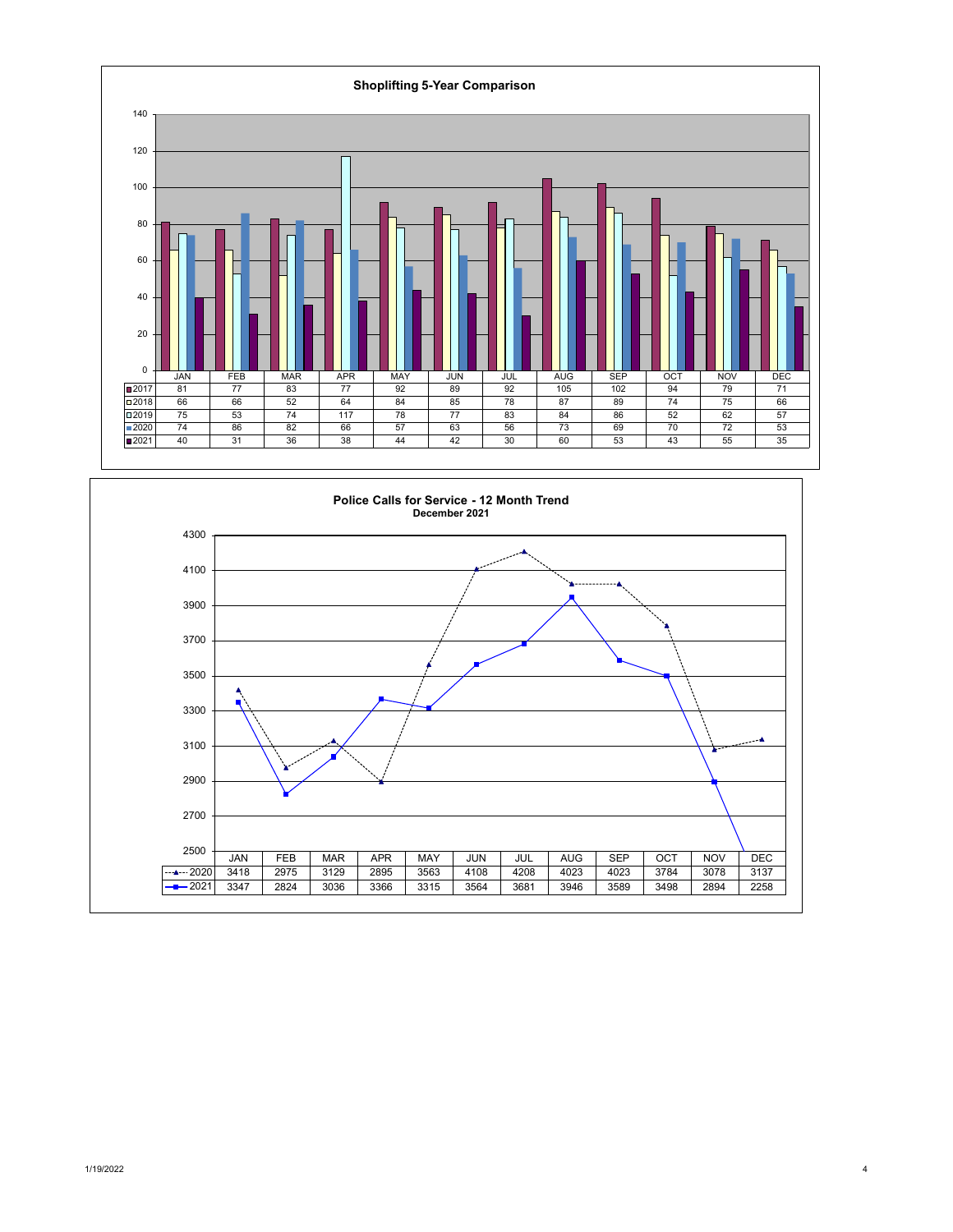## Shoplifting 5-Year Comparison

| | JAN | FEB | MAR | APR | MAY | JUN | JUL | AUG | SEP | OCT | NOV | DEC |
|---|---|---|---|---|---|---|---|---|---|---|---|---|
| 2017 | 81 | 77 | 83 | 77 | 92 | 89 | 92 | 105 | 102 | 94 | 79 | 71 |
| 2018 | 66 | 66 | 52 | 64 | 84 | 85 | 78 | 87 | 89 | 74 | 75 | 66 |
| 2019 | 75 | 53 | 74 | 117 | 78 | 77 | 83 | 84 | 86 | 52 | 62 | 57 |
| 2020 | 74 | 86 | 82 | 66 | 57 | 63 | 56 | 73 | 69 | 70 | 72 | 53 |
| 2021 | 40 | 31 | 36 | 38 | 44 | 42 | 30 | 60 | 53 | 43 | 55 | 35 |

## Police Calls for Service - 12 Month Trend

**December 2021**

| | JAN | FEB | MAR | APR | MAY | JUN | JUL | AUG | SEP | OCT | NOV | DEC |
|---|---|---|---|---|---|---|---|---|---|---|---|---|
| 2020 | 3418 | 2975 | 3129 | 2895 | 3563 | 4108 | 4208 | 4023 | 4023 | 3784 | 3078 | 3137 |
| 2021 | 3347 | 2824 | 3036 | 3366 | 3315 | 3564 | 3681 | 3946 | 3589 | 3498 | 2894 | 2258 |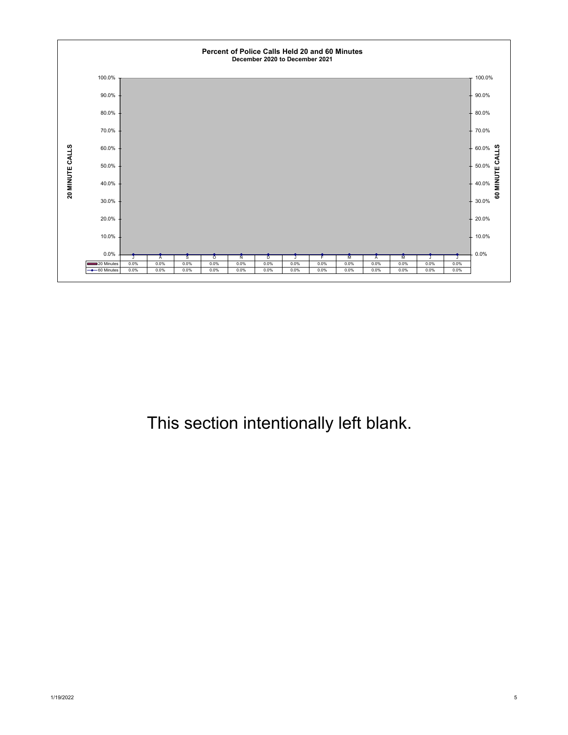**Percent of Police Calls Held 20 and 60 Minutes**
**December 2020 to December 2021**

| | J | A | S | O | N | D | J | F | M | A | M | J | J |
|---|---|---|---|---|---|---|---|---|---|---|---|---|---|
| 20 Minutes | 0.0% | 0.0% | 0.0% | 0.0% | 0.0% | 0.0% | 0.0% | 0.0% | 0.0% | 0.0% | 0.0% | 0.0% | 0.0% |
| 60 Minutes | 0.0% | 0.0% | 0.0% | 0.0% | 0.0% | 0.0% | 0.0% | 0.0% | 0.0% | 0.0% | 0.0% | 0.0% | 0.0% |

This section intentionally left blank.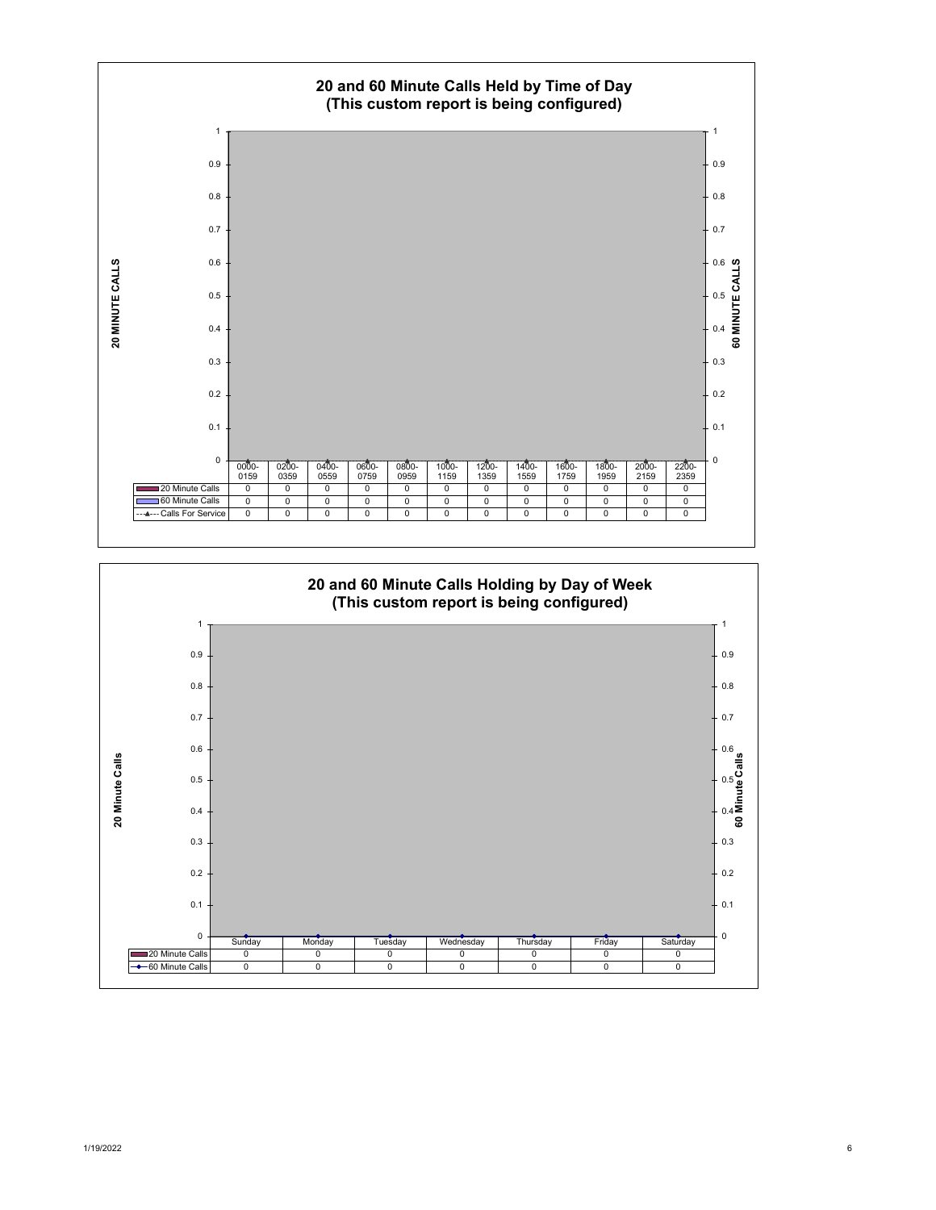## 20 and 60 Minute Calls Held by Time of Day
### (This custom report is being configured)

| | 0000-0159 | 0200-0359 | 0400-0559 | 0600-0759 | 0800-0959 | 1000-1159 | 1200-1359 | 1400-1559 | 1600-1759 | 1800-1959 | 2000-2159 | 2200-2359 |
|---|---|---|---|---|---|---|---|---|---|---|---|---|
| 20 Minute Calls | 0 | 0 | 0 | 0 | 0 | 0 | 0 | 0 | 0 | 0 | 0 | 0 |
| 60 Minute Calls | 0 | 0 | 0 | 0 | 0 | 0 | 0 | 0 | 0 | 0 | 0 | 0 |
| Calls For Service | 0 | 0 | 0 | 0 | 0 | 0 | 0 | 0 | 0 | 0 | 0 | 0 |

## 20 and 60 Minute Calls Holding by Day of Week
### (This custom report is being configured)

| | Sunday | Monday | Tuesday | Wednesday | Thursday | Friday | Saturday |
|---|---|---|---|---|---|---|---|
| 20 Minute Calls | 0 | 0 | 0 | 0 | 0 | 0 | 0 |
| 60 Minute Calls | 0 | 0 | 0 | 0 | 0 | 0 | 0 |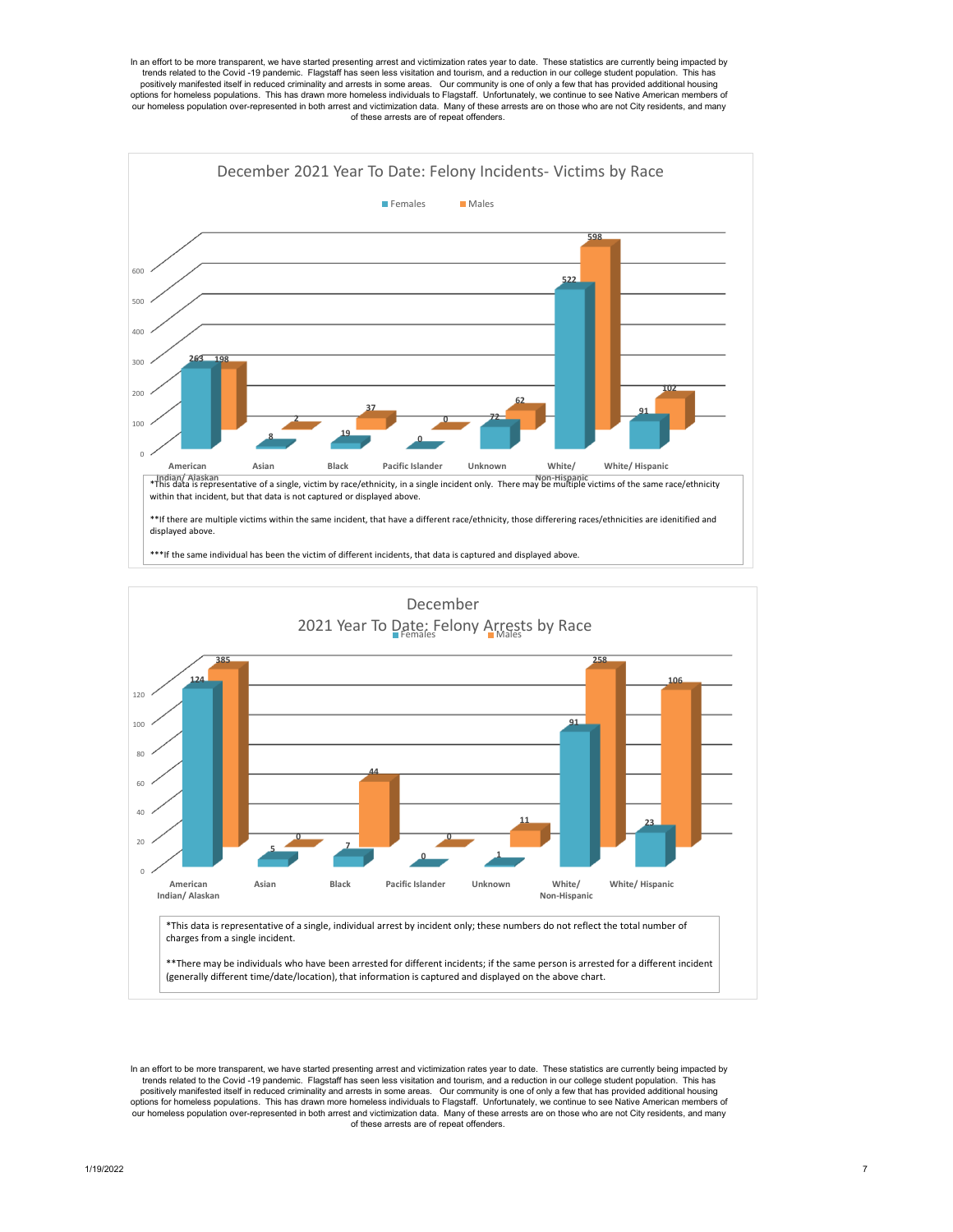In an effort to be more transparent, we have started presenting arrest and victimization rates year to date. These statistics are currently being impacted by trends related to the Covid -19 pandemic. Flagstaff has seen less visitation and tourism, and a reduction in our college student population. This has positively manifested itself in reduced criminality and arrests in some areas. Our community is one of only a few that has provided additional housing options for homeless populations. This has drawn more homeless individuals to Flagstaff. Unfortunately, we continue to see Native American members of our homeless population over-represented in both arrest and victimization data. Many of these arrests are on those who are not City residents, and many of these arrests are of repeat offenders.

## December 2021 Year To Date: Felony Incidents- Victims by Race

| Race | Females | Males |
|---|---|---|
| American Indian/ Alaskan | 263 | 198 |
| Asian | 8 | 2 |
| Black | 19 | 37 |
| Pacific Islander | 0 | 0 |
| Unknown | 72 | 62 |
| White/ Non-Hispanic | 522 | 598 |
| White/ Hispanic | 91 | 102 |

*This data is representative of a single, victim by race/ethnicity, in a single incident only. There may be multiple victims of the same race/ethnicity within that incident, but that data is not captured or displayed above.

**If there are multiple victims within the same incident, that have a different race/ethnicity, those differering races/ethnicities are idenitified and displayed above.

***If the same individual has been the victim of different incidents, that data is captured and displayed above.

## December 2021 Year To Date: Felony Arrests by Race

| Race | Females | Males |
|---|---|---|
| American Indian/ Alaskan | 124 | 385 |
| Asian | 5 | 0 |
| Black | 7 | 44 |
| Pacific Islander | 0 | 0 |
| Unknown | 1 | 11 |
| White/ Non-Hispanic | 91 | 258 |
| White/ Hispanic | 23 | 106 |

*This data is representative of a single, individual arrest by incident only; these numbers do not reflect the total number of charges from a single incident.

**There may be individuals who have been arrested for different incidents; if the same person is arrested for a different incident (generally different time/date/location), that information is captured and displayed on the above chart.

In an effort to be more transparent, we have started presenting arrest and victimization rates year to date. These statistics are currently being impacted by trends related to the Covid -19 pandemic. Flagstaff has seen less visitation and tourism, and a reduction in our college student population. This has positively manifested itself in reduced criminality and arrests in some areas. Our community is one of only a few that has provided additional housing options for homeless populations. This has drawn more homeless individuals to Flagstaff. Unfortunately, we continue to see Native American members of our homeless population over-represented in both arrest and victimization data. Many of these arrests are on those who are not City residents, and many of these arrests are of repeat offenders.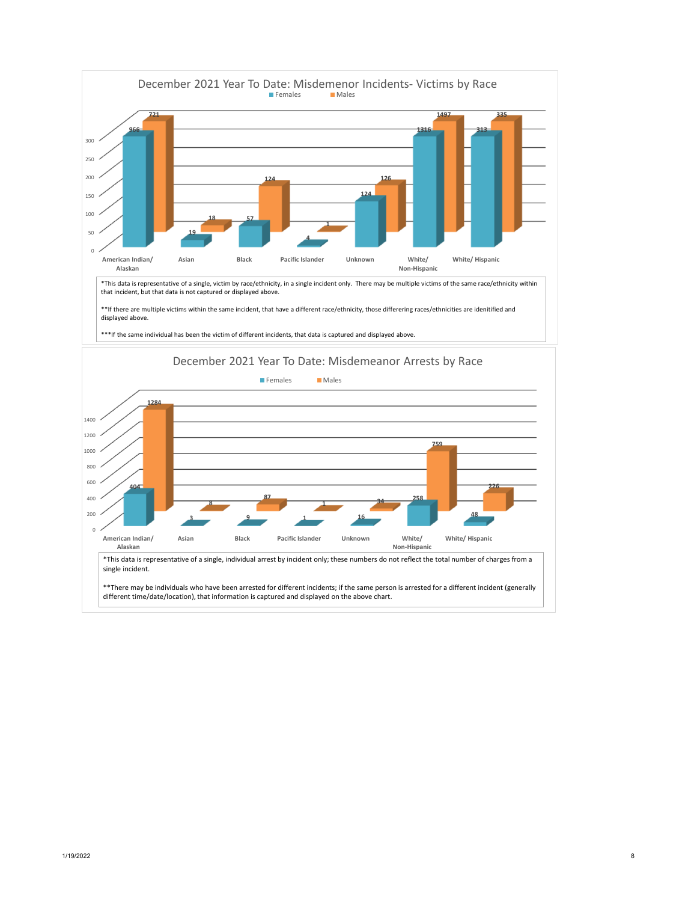## December 2021 Year To Date: Misdemenor Incidents- Victims by Race

| Race | Females | Males |
|---|---|---|
| American Indian/ Alaskan | 966 | 721 |
| Asian | 19 | 18 |
| Black | 57 | 124 |
| Pacific Islander | 4 | 1 |
| Unknown | 124 | 126 |
| White/ Non-Hispanic | 1316 | 1497 |
| White/ Hispanic | 313 | 335 |

*This data is representative of a single, victim by race/ethnicity, in a single incident only. There may be multiple victims of the same race/ethnicity within that incident, but that data is not captured or displayed above.

**If there are multiple victims within the same incident, that have a different race/ethnicity, those differering races/ethnicities are idenitified and displayed above.

***If the same individual has been the victim of different incidents, that data is captured and displayed above.

## December 2021 Year To Date: Misdemeanor Arrests by Race

| Race | Females | Males |
|---|---|---|
| American Indian/ Alaskan | 404 | 1284 |
| Asian | 3 | 8 |
| Black | 9 | 87 |
| Pacific Islander | 1 | 1 |
| Unknown | 16 | 34 |
| White/ Non-Hispanic | 258 | 759 |
| White/ Hispanic | 48 | 226 |

*This data is representative of a single, individual arrest by incident only; these numbers do not reflect the total number of charges from a single incident.

**There may be individuals who have been arrested for different incidents; if the same person is arrested for a different incident (generally different time/date/location), that information is captured and displayed on the above chart.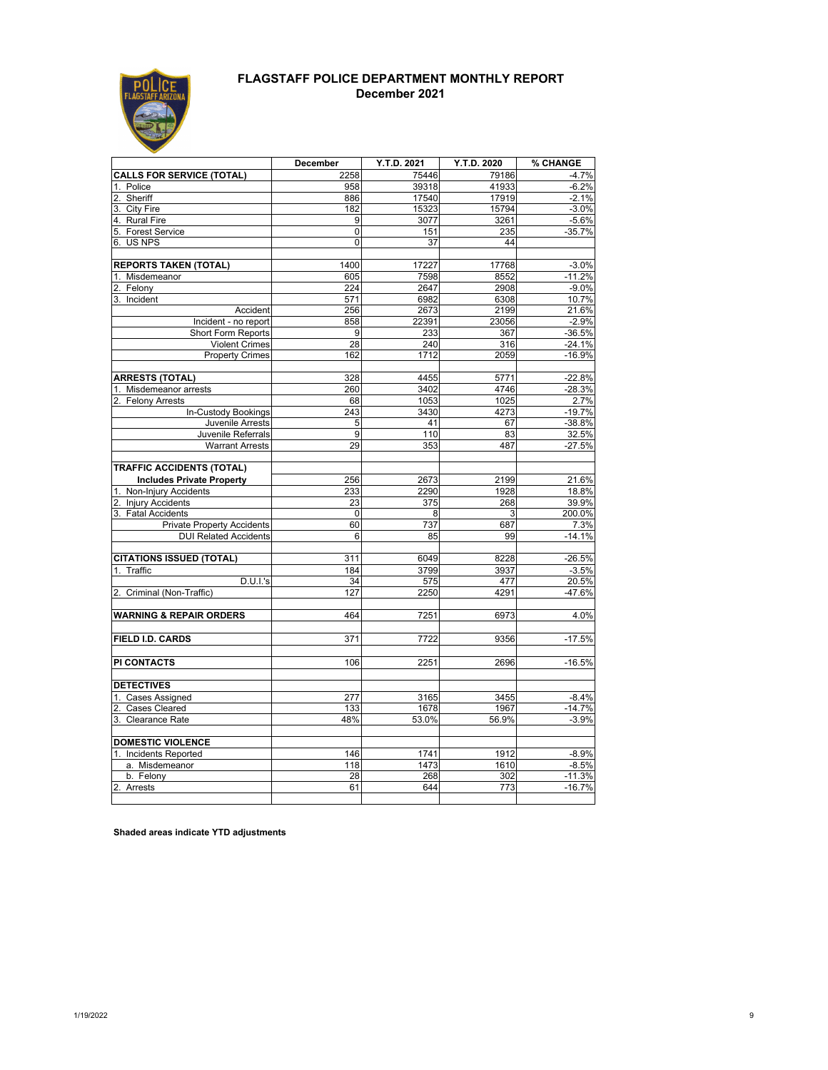# FLAGSTAFF POLICE DEPARTMENT MONTHLY REPORT
## December 2021

| | December | Y.T.D. 2021 | Y.T.D. 2020 | % CHANGE |
|---|---|---|---|---|
| **CALLS FOR SERVICE (TOTAL)** | 2258 | 75446 | 79186 | -4.7% |
| 1. Police | 958 | 39318 | 41933 | -6.2% |
| 2. Sheriff | 886 | 17540 | 17919 | -2.1% |
| 3. City Fire | 182 | 15323 | 15794 | -3.0% |
| 4. Rural Fire | 9 | 3077 | 3261 | -5.6% |
| 5. Forest Service | 0 | 151 | 235 | -35.7% |
| 6. US NPS | 0 | 37 | 44 | |
| | | | | |
| **REPORTS TAKEN (TOTAL)** | 1400 | 17227 | 17768 | -3.0% |
| 1. Misdemeanor | 605 | 7598 | 8552 | -11.2% |
| 2. Felony | 224 | 2647 | 2908 | -9.0% |
| 3. Incident | 571 | 6982 | 6308 | 10.7% |
| Accident | 256 | 2673 | 2199 | 21.6% |
| Incident - no report | 858 | 22391 | 23056 | -2.9% |
| Short Form Reports | 9 | 233 | 367 | -36.5% |
| Violent Crimes | 28 | 240 | 316 | -24.1% |
| Property Crimes | 162 | 1712 | 2059 | -16.9% |
| | | | | |
| **ARRESTS (TOTAL)** | 328 | 4455 | 5771 | -22.8% |
| 1. Misdemeanor arrests | 260 | 3402 | 4746 | -28.3% |
| 2. Felony Arrests | 68 | 1053 | 1025 | 2.7% |
| In-Custody Bookings | 243 | 3430 | 4273 | -19.7% |
| Juvenile Arrests | 5 | 41 | 67 | -38.8% |
| Juvenile Referrals | 9 | 110 | 83 | 32.5% |
| Warrant Arrests | 29 | 353 | 487 | -27.5% |
| | | | | |
| **TRAFFIC ACCIDENTS (TOTAL)** | | | | |
| **Includes Private Property** | 256 | 2673 | 2199 | 21.6% |
| 1. Non-Injury Accidents | 233 | 2290 | 1928 | 18.8% |
| 2. Injury Accidents | 23 | 375 | 268 | 39.9% |
| 3. Fatal Accidents | 0 | 8 | 3 | 200.0% |
| Private Property Accidents | 60 | 737 | 687 | 7.3% |
| DUI Related Accidents | 6 | 85 | 99 | -14.1% |
| | | | | |
| **CITATIONS ISSUED (TOTAL)** | 311 | 6049 | 8228 | -26.5% |
| 1. Traffic | 184 | 3799 | 3937 | -3.5% |
| D.U.I.'s | 34 | 575 | 477 | 20.5% |
| 2. Criminal (Non-Traffic) | 127 | 2250 | 4291 | -47.6% |
| | | | | |
| **WARNING & REPAIR ORDERS** | 464 | 7251 | 6973 | 4.0% |
| | | | | |
| **FIELD I.D. CARDS** | 371 | 7722 | 9356 | -17.5% |
| | | | | |
| **PI CONTACTS** | 106 | 2251 | 2696 | -16.5% |
| | | | | |
| **DETECTIVES** | | | | |
| 1. Cases Assigned | 277 | 3165 | 3455 | -8.4% |
| 2. Cases Cleared | 133 | 1678 | 1967 | -14.7% |
| 3. Clearance Rate | 48% | 53.0% | 56.9% | -3.9% |
| | | | | |
| **DOMESTIC VIOLENCE** | | | | |
| 1. Incidents Reported | 146 | 1741 | 1912 | -8.9% |
| a. Misdemeanor | 118 | 1473 | 1610 | -8.5% |
| b. Felony | 28 | 268 | 302 | -11.3% |
| 2. Arrests | 61 | 644 | 773 | -16.7% |

**Shaded areas indicate YTD adjustments**

1/19/2022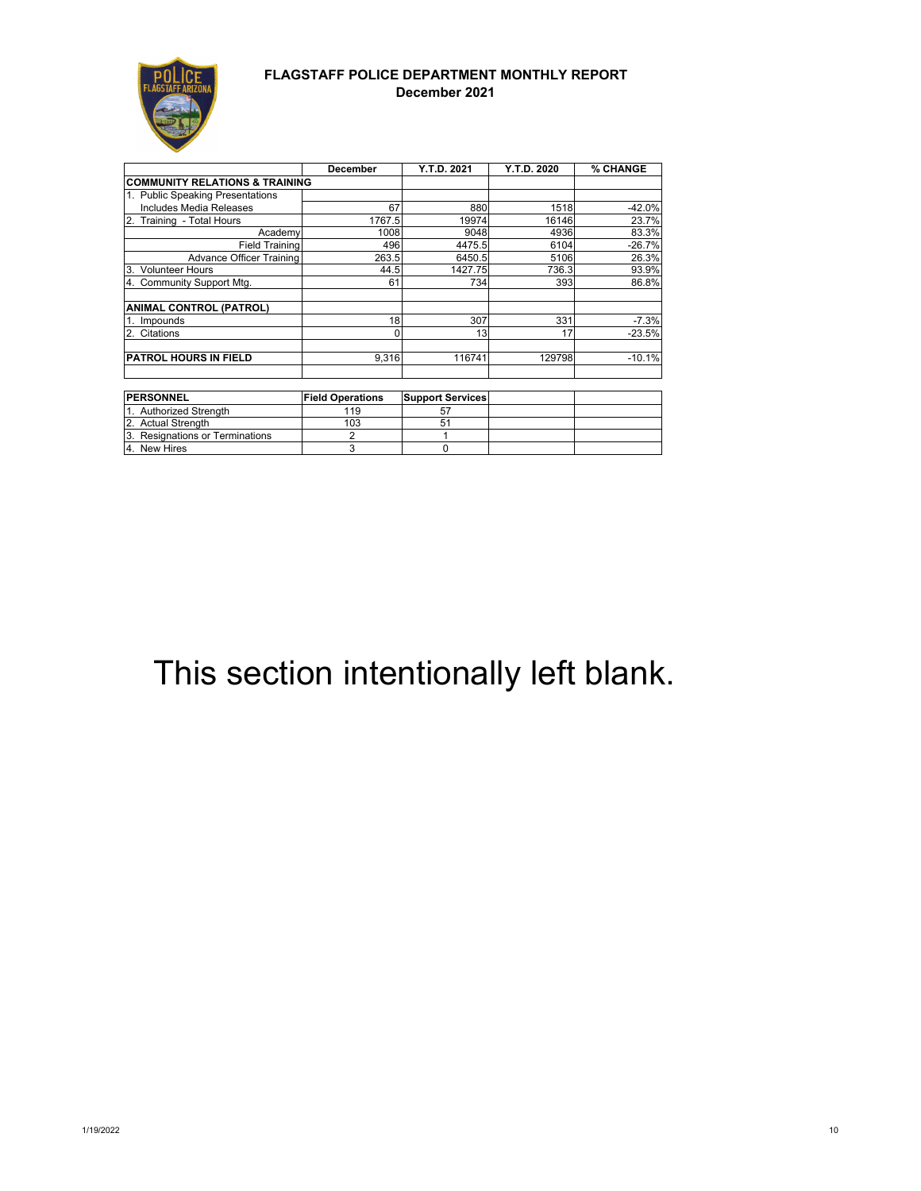# FLAGSTAFF POLICE DEPARTMENT MONTHLY REPORT

## December 2021

| | December | Y.T.D. 2021 | Y.T.D. 2020 | % CHANGE |
|---|---|---|---|---|
| **COMMUNITY RELATIONS & TRAINING** | | | | |
| 1. Public Speaking Presentations | | | | |
| Includes Media Releases | 67 | 880 | 1518 | -42.0% |
| 2. Training - Total Hours | 1767.5 | 19974 | 16146 | 23.7% |
| Academy | 1008 | 9048 | 4936 | 83.3% |
| Field Training | 496 | 4475.5 | 6104 | -26.7% |
| Advance Officer Training | 263.5 | 6450.5 | 5106 | 26.3% |
| 3. Volunteer Hours | 44.5 | 1427.75 | 736.3 | 93.9% |
| 4. Community Support Mtg. | 61 | 734 | 393 | 86.8% |
| | | | | |
| **ANIMAL CONTROL (PATROL)** | | | | |
| 1. Impounds | 18 | 307 | 331 | -7.3% |
| 2. Citations | 0 | 13 | 17 | -23.5% |
| | | | | |
| **PATROL HOURS IN FIELD** | 9,316 | 116741 | 129798 | -10.1% |

| PERSONNEL | Field Operations | Support Services | | |
|---|---|---|---|---|
| 1. Authorized Strength | 119 | 57 | | |
| 2. Actual Strength | 103 | 51 | | |
| 3. Resignations or Terminations | 2 | 1 | | |
| 4. New Hires | 3 | 0 | | |

This section intentionally left blank.